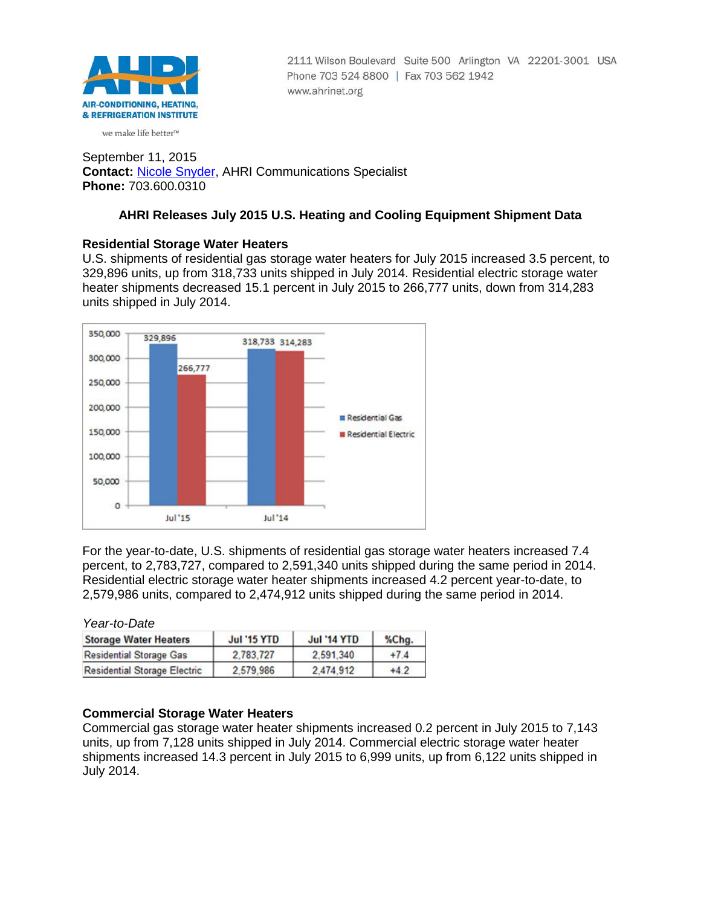AHRI

AIR-CONDITIONING, HEATING, & REFRIGERATION INSTITUTE

we make life better™

2111 Wilson Boulevard Suite 500 Arlington VA 22201-3001 USA
Phone 703 524 8800 | Fax 703 562 1942
www.ahrinet.org

September 11, 2015
**Contact:** Nicole Snyder, AHRI Communications Specialist
**Phone:** 703.600.0310

## AHRI Releases July 2015 U.S. Heating and Cooling Equipment Shipment Data

### Residential Storage Water Heaters

U.S. shipments of residential gas storage water heaters for July 2015 increased 3.5 percent, to 329,896 units, up from 318,733 units shipped in July 2014. Residential electric storage water heater shipments decreased 15.1 percent in July 2015 to 266,777 units, down from 314,283 units shipped in July 2014.

| | Residential Gas | Residential Electric |
|---|---|---|
| Jul '15 | 329,896 | 266,777 |
| Jul '14 | 318,733 | 314,283 |

For the year-to-date, U.S. shipments of residential gas storage water heaters increased 7.4 percent, to 2,783,727, compared to 2,591,340 units shipped during the same period in 2014. Residential electric storage water heater shipments increased 4.2 percent year-to-date, to 2,579,986 units, compared to 2,474,912 units shipped during the same period in 2014.

*Year-to-Date*

| Storage Water Heaters | Jul '15 YTD | Jul '14 YTD | %Chg. |
|---|---|---|---|
| Residential Storage Gas | 2,783,727 | 2,591,340 | +7.4 |
| Residential Storage Electric | 2,579,986 | 2,474,912 | +4.2 |

### Commercial Storage Water Heaters

Commercial gas storage water heater shipments increased 0.2 percent in July 2015 to 7,143 units, up from 7,128 units shipped in July 2014. Commercial electric storage water heater shipments increased 14.3 percent in July 2015 to 6,999 units, up from 6,122 units shipped in July 2014.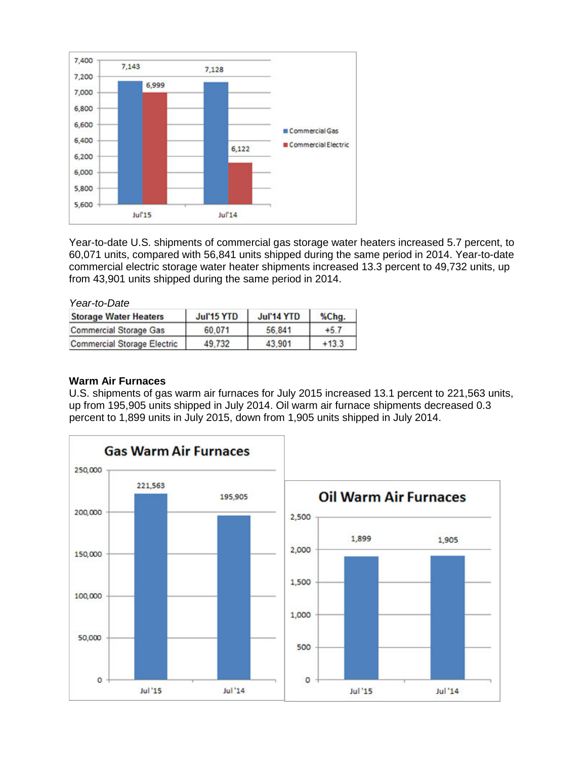Year-to-date U.S. shipments of commercial gas storage water heaters increased 5.7 percent, to 60,071 units, compared with 56,841 units shipped during the same period in 2014. Year-to-date commercial electric storage water heater shipments increased 13.3 percent to 49,732 units, up from 43,901 units shipped during the same period in 2014.

*Year-to-Date*

| Storage Water Heaters | Jul'15 YTD | Jul'14 YTD | %Chg. |
|---|---|---|---|
| Commercial Storage Gas | 60,071 | 56,841 | +5.7 |
| Commercial Storage Electric | 49,732 | 43,901 | +13.3 |

**Warm Air Furnaces**

U.S. shipments of gas warm air furnaces for July 2015 increased 13.1 percent to 221,563 units, up from 195,905 units shipped in July 2014. Oil warm air furnace shipments decreased 0.3 percent to 1,899 units in July 2015, down from 1,905 units shipped in July 2014.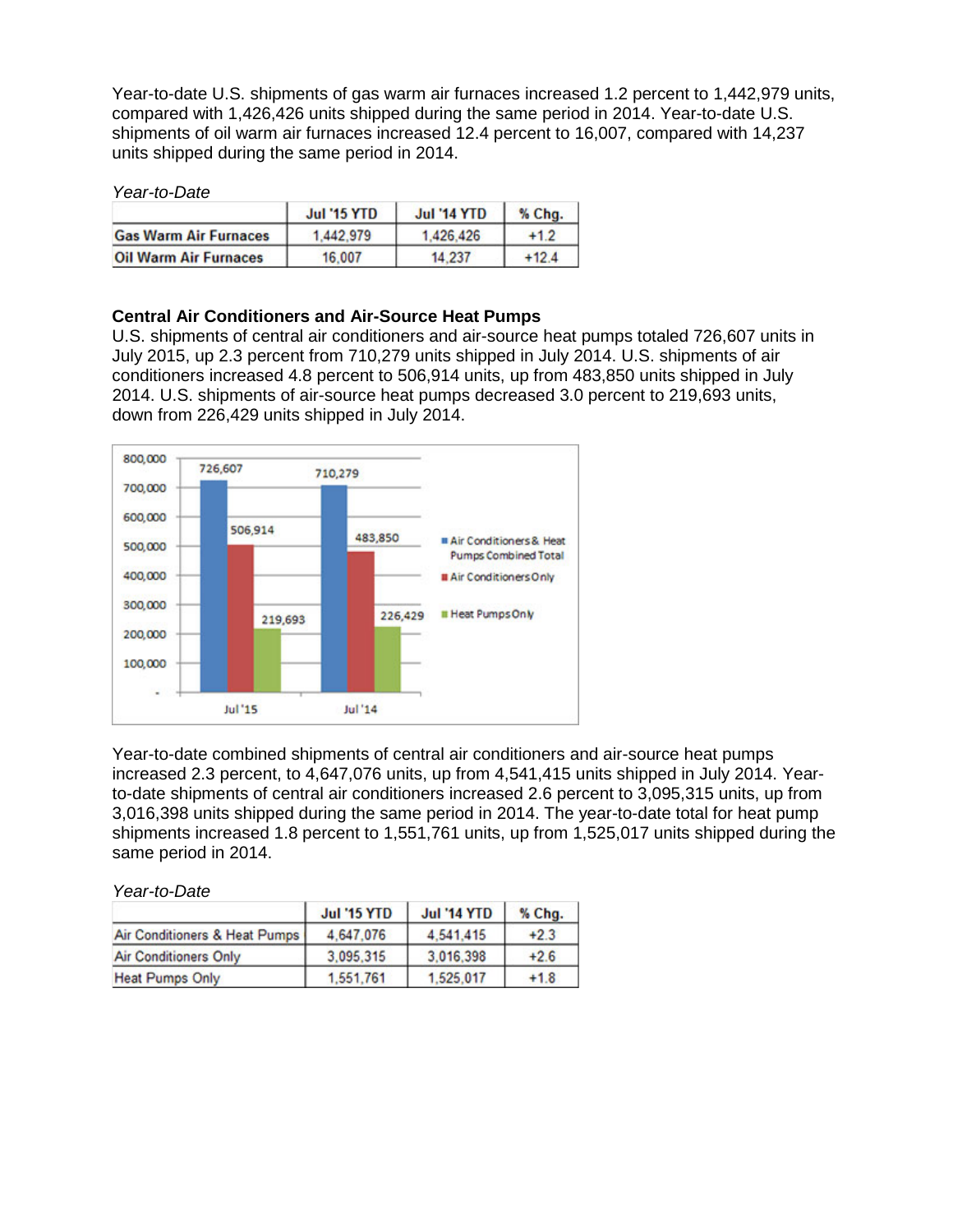Year-to-date U.S. shipments of gas warm air furnaces increased 1.2 percent to 1,442,979 units, compared with 1,426,426 units shipped during the same period in 2014. Year-to-date U.S. shipments of oil warm air furnaces increased 12.4 percent to 16,007, compared with 14,237 units shipped during the same period in 2014.

*Year-to-Date*

| | Jul '15 YTD | Jul '14 YTD | % Chg. |
|---|---|---|---|
| Gas Warm Air Furnaces | 1,442,979 | 1,426,426 | +1.2 |
| Oil Warm Air Furnaces | 16,007 | 14,237 | +12.4 |

**Central Air Conditioners and Air-Source Heat Pumps**

U.S. shipments of central air conditioners and air-source heat pumps totaled 726,607 units in July 2015, up 2.3 percent from 710,279 units shipped in July 2014. U.S. shipments of air conditioners increased 4.8 percent to 506,914 units, up from 483,850 units shipped in July 2014. U.S. shipments of air-source heat pumps decreased 3.0 percent to 219,693 units, down from 226,429 units shipped in July 2014.

| | Air Conditioners & Heat Pumps Combined Total | Air Conditioners Only | Heat Pumps Only |
|---|---|---|---|
| Jul '15 | 726,607 | 506,914 | 219,693 |
| Jul '14 | 710,279 | 483,850 | 226,429 |

Year-to-date combined shipments of central air conditioners and air-source heat pumps increased 2.3 percent, to 4,647,076 units, up from 4,541,415 units shipped in July 2014. Year-to-date shipments of central air conditioners increased 2.6 percent to 3,095,315 units, up from 3,016,398 units shipped during the same period in 2014. The year-to-date total for heat pump shipments increased 1.8 percent to 1,551,761 units, up from 1,525,017 units shipped during the same period in 2014.

*Year-to-Date*

| | Jul '15 YTD | Jul '14 YTD | % Chg. |
|---|---|---|---|
| Air Conditioners & Heat Pumps | 4,647,076 | 4,541,415 | +2.3 |
| Air Conditioners Only | 3,095,315 | 3,016,398 | +2.6 |
| Heat Pumps Only | 1,551,761 | 1,525,017 | +1.8 |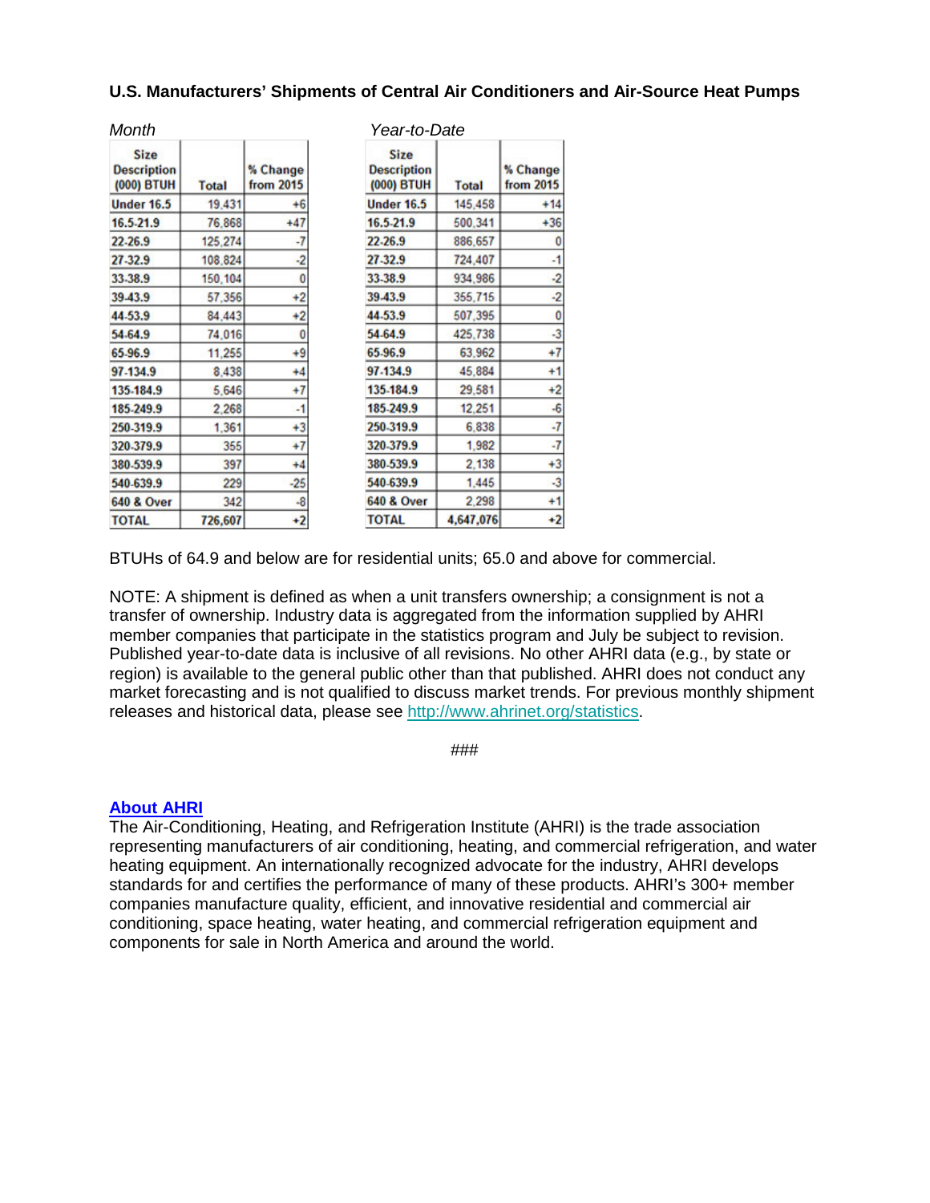**U.S. Manufacturers' Shipments of Central Air Conditioners and Air-Source Heat Pumps**

*Month*

| Size Description (000) BTUH | Total | % Change from 2015 |
|---|---|---|
| Under 16.5 | 19,431 | +6 |
| 16.5-21.9 | 76,868 | +47 |
| 22-26.9 | 125,274 | -7 |
| 27-32.9 | 108,824 | -2 |
| 33-38.9 | 150,104 | 0 |
| 39-43.9 | 57,356 | +2 |
| 44-53.9 | 84,443 | +2 |
| 54-64.9 | 74,016 | 0 |
| 65-96.9 | 11,255 | +9 |
| 97-134.9 | 8,438 | +4 |
| 135-184.9 | 5,646 | +7 |
| 185-249.9 | 2,268 | -1 |
| 250-319.9 | 1,361 | +3 |
| 320-379.9 | 355 | +7 |
| 380-539.9 | 397 | +4 |
| 540-639.9 | 229 | -25 |
| 640 & Over | 342 | -8 |
| TOTAL | 726,607 | +2 |

*Year-to-Date*

| Size Description (000) BTUH | Total | % Change from 2015 |
|---|---|---|
| Under 16.5 | 145,458 | +14 |
| 16.5-21.9 | 500,341 | +36 |
| 22-26.9 | 886,657 | 0 |
| 27-32.9 | 724,407 | -1 |
| 33-38.9 | 934,986 | -2 |
| 39-43.9 | 355,715 | -2 |
| 44-53.9 | 507,395 | 0 |
| 54-64.9 | 425,738 | -3 |
| 65-96.9 | 63,962 | +7 |
| 97-134.9 | 45,884 | +1 |
| 135-184.9 | 29,581 | +2 |
| 185-249.9 | 12,251 | -6 |
| 250-319.9 | 6,838 | -7 |
| 320-379.9 | 1,982 | -7 |
| 380-539.9 | 2,138 | +3 |
| 540-639.9 | 1,445 | -3 |
| 640 & Over | 2,298 | +1 |
| TOTAL | 4,647,076 | +2 |

BTUHs of 64.9 and below are for residential units; 65.0 and above for commercial.

NOTE: A shipment is defined as when a unit transfers ownership; a consignment is not a transfer of ownership. Industry data is aggregated from the information supplied by AHRI member companies that participate in the statistics program and July be subject to revision. Published year-to-date data is inclusive of all revisions. No other AHRI data (e.g., by state or region) is available to the general public other than that published. AHRI does not conduct any market forecasting and is not qualified to discuss market trends. For previous monthly shipment releases and historical data, please see http://www.ahrinet.org/statistics.

###

**About AHRI**

The Air-Conditioning, Heating, and Refrigeration Institute (AHRI) is the trade association representing manufacturers of air conditioning, heating, and commercial refrigeration, and water heating equipment. An internationally recognized advocate for the industry, AHRI develops standards for and certifies the performance of many of these products. AHRI's 300+ member companies manufacture quality, efficient, and innovative residential and commercial air conditioning, space heating, water heating, and commercial refrigeration equipment and components for sale in North America and around the world.